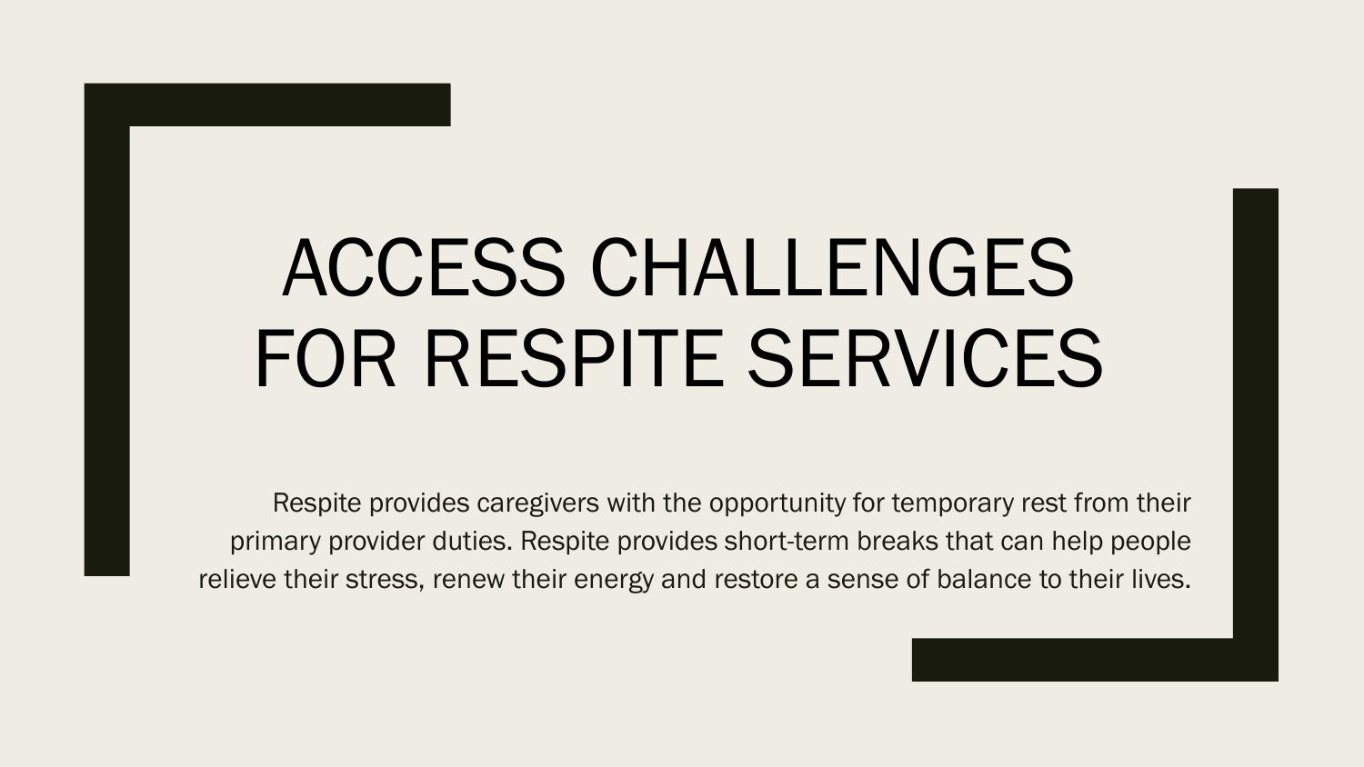# ACCESS CHALLENGES FOR RESPITE SERVICES

Respite provides caregivers with the opportunity for temporary rest from their primary provider duties. Respite provides short-term breaks that can help people relieve their stress, renew their energy and restore a sense of balance to their lives.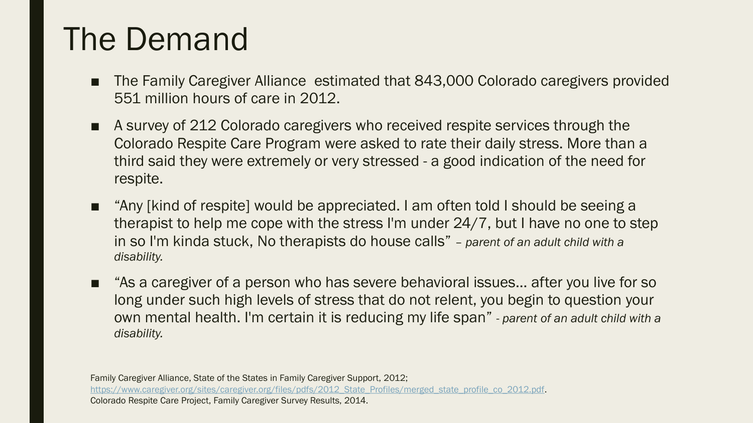# The Demand

- The Family Caregiver Alliance  estimated that 843,000 Colorado caregivers provided 551 million hours of care in 2012.
- A survey of 212 Colorado caregivers who received respite services through the Colorado Respite Care Program were asked to rate their daily stress. More than a third said they were extremely or very stressed - a good indication of the need for respite.
- "Any [kind of respite] would be appreciated. I am often told I should be seeing a therapist to help me cope with the stress I'm under 24/7, but I have no one to step in so I'm kinda stuck, No therapists do house calls" – *parent of an adult child with a disability.*
- "As a caregiver of a person who has severe behavioral issues… after you live for so long under such high levels of stress that do not relent, you begin to question your own mental health. I'm certain it is reducing my life span" - *parent of an adult child with a disability.*

Family Caregiver Alliance, State of the States in Family Caregiver Support, 2012; https://www.caregiver.org/sites/caregiver.org/files/pdfs/2012_State_Profiles/merged_state_profile_co_2012.pdf.
Colorado Respite Care Project, Family Caregiver Survey Results, 2014.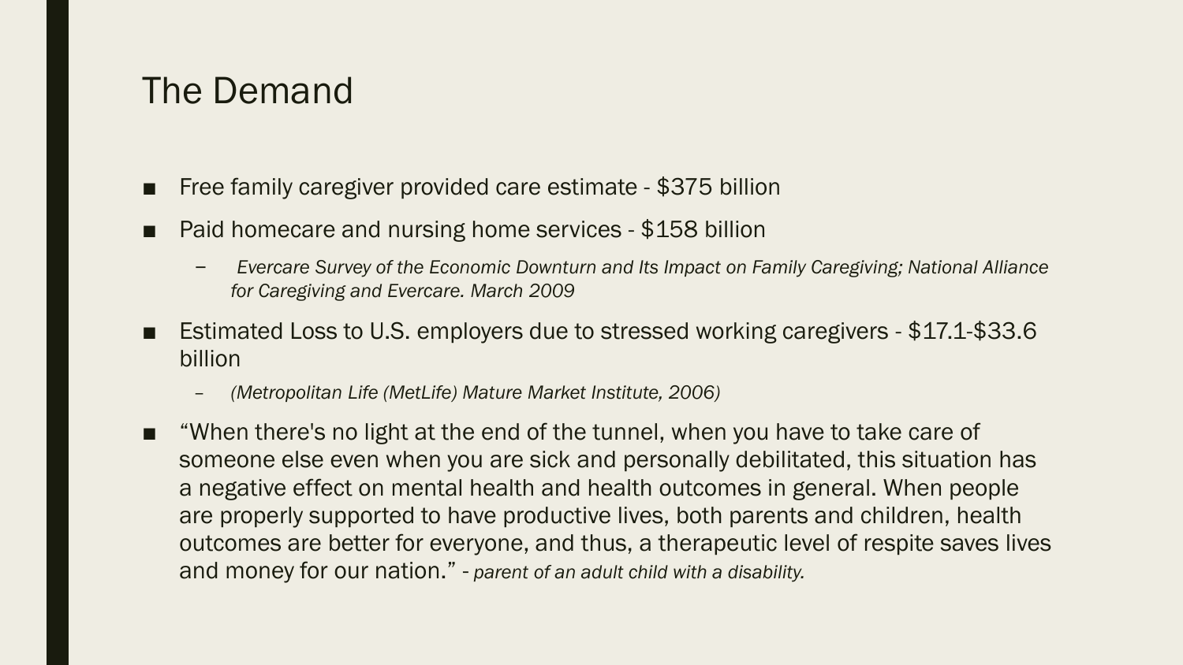# The Demand

- Free family caregiver provided care estimate - $375 billion
- Paid homecare and nursing home services - $158 billion
  - *Evercare Survey of the Economic Downturn and Its Impact on Family Caregiving; National Alliance for Caregiving and Evercare. March 2009*
- Estimated Loss to U.S. employers due to stressed working caregivers - $17.1-$33.6 billion
  - *(Metropolitan Life (MetLife) Mature Market Institute, 2006)*
- "When there's no light at the end of the tunnel, when you have to take care of someone else even when you are sick and personally debilitated, this situation has a negative effect on mental health and health outcomes in general. When people are properly supported to have productive lives, both parents and children, health outcomes are better for everyone, and thus, a therapeutic level of respite saves lives and money for our nation." *- parent of an adult child with a disability.*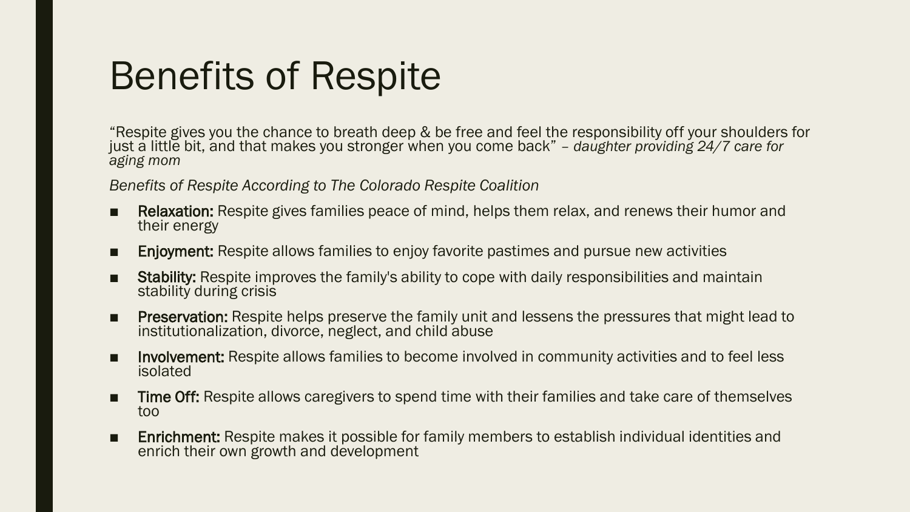# Benefits of Respite

“Respite gives you the chance to breath deep & be free and feel the responsibility off your shoulders for just a little bit, and that makes you stronger when you come back” – *daughter providing 24/7 care for aging mom*

*Benefits of Respite According to The Colorado Respite Coalition*

- **Relaxation:** Respite gives families peace of mind, helps them relax, and renews their humor and their energy
- **Enjoyment:** Respite allows families to enjoy favorite pastimes and pursue new activities
- **Stability:** Respite improves the family's ability to cope with daily responsibilities and maintain stability during crisis
- **Preservation:** Respite helps preserve the family unit and lessens the pressures that might lead to institutionalization, divorce, neglect, and child abuse
- **Involvement:** Respite allows families to become involved in community activities and to feel less isolated
- **Time Off:** Respite allows caregivers to spend time with their families and take care of themselves too
- **Enrichment:** Respite makes it possible for family members to establish individual identities and enrich their own growth and development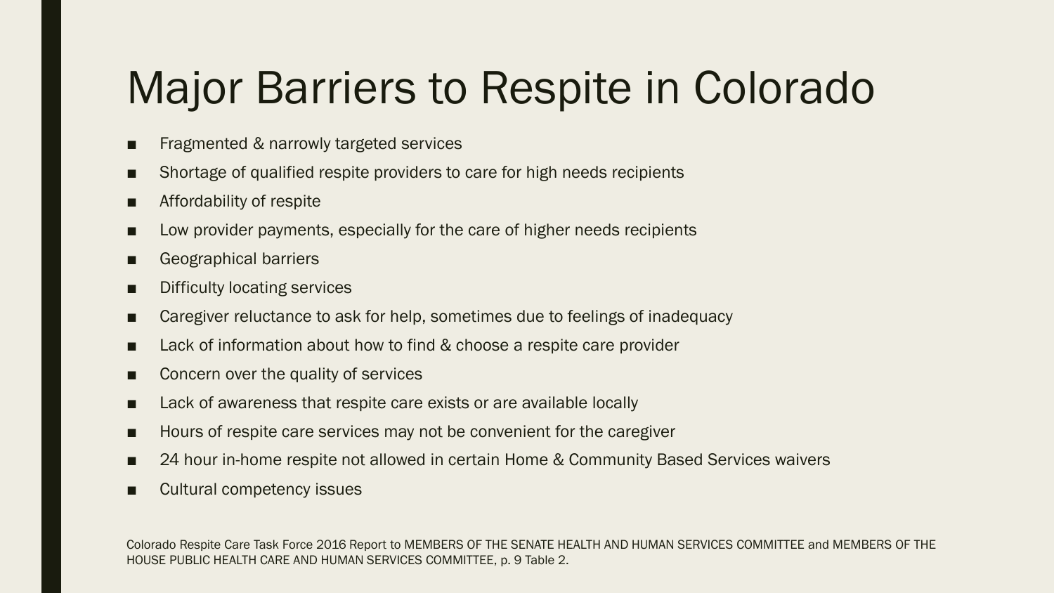# Major Barriers to Respite in Colorado

- Fragmented & narrowly targeted services
- Shortage of qualified respite providers to care for high needs recipients
- Affordability of respite
- Low provider payments, especially for the care of higher needs recipients
- Geographical barriers
- Difficulty locating services
- Caregiver reluctance to ask for help, sometimes due to feelings of inadequacy
- Lack of information about how to find & choose a respite care provider
- Concern over the quality of services
- Lack of awareness that respite care exists or are available locally
- Hours of respite care services may not be convenient for the caregiver
- 24 hour in-home respite not allowed in certain Home & Community Based Services waivers
- Cultural competency issues

Colorado Respite Care Task Force 2016 Report to MEMBERS OF THE SENATE HEALTH AND HUMAN SERVICES COMMITTEE and MEMBERS OF THE HOUSE PUBLIC HEALTH CARE AND HUMAN SERVICES COMMITTEE, p. 9 Table 2.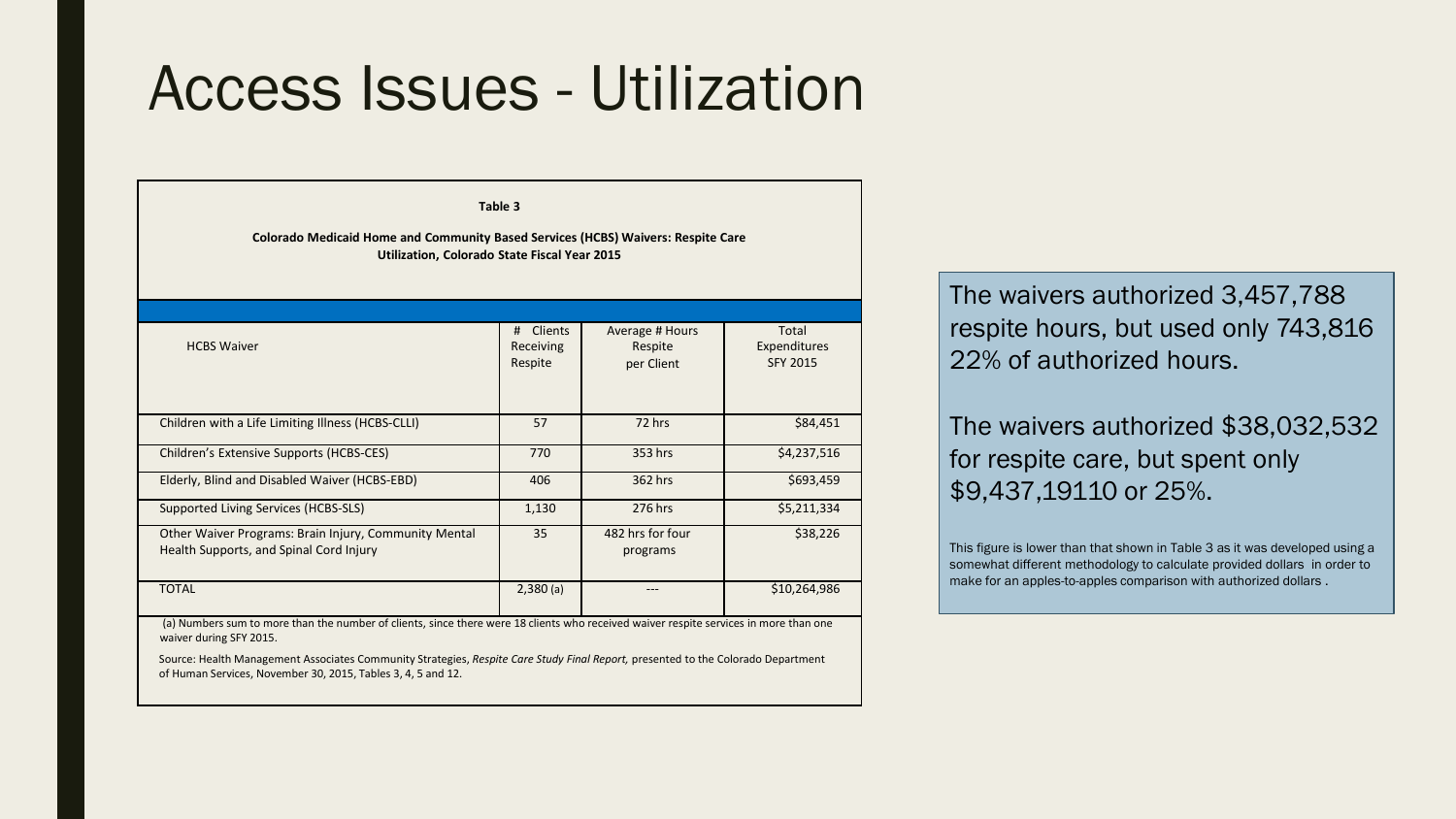# Access Issues - Utilization

**Table 3**

**Colorado Medicaid Home and Community Based Services (HCBS) Waivers: Respite Care Utilization, Colorado State Fiscal Year 2015**

| HCBS Waiver | # Clients Receiving Respite | Average # Hours Respite per Client | Total Expenditures SFY 2015 |
|---|---|---|---|
| Children with a Life Limiting Illness (HCBS-CLLI) | 57 | 72 hrs | $84,451 |
| Children's Extensive Supports (HCBS-CES) | 770 | 353 hrs | $4,237,516 |
| Elderly, Blind and Disabled Waiver (HCBS-EBD) | 406 | 362 hrs | $693,459 |
| Supported Living Services (HCBS-SLS) | 1,130 | 276 hrs | $5,211,334 |
| Other Waiver Programs: Brain Injury, Community Mental Health Supports, and Spinal Cord Injury | 35 | 482 hrs for four programs | $38,226 |
| TOTAL | 2,380 (a) | --- | $10,264,986 |

(a) Numbers sum to more than the number of clients, since there were 18 clients who received waiver respite services in more than one waiver during SFY 2015.

Source: Health Management Associates Community Strategies, *Respite Care Study Final Report,* presented to the Colorado Department of Human Services, November 30, 2015, Tables 3, 4, 5 and 12.

The waivers authorized 3,457,788 respite hours, but used only 743,816 22% of authorized hours.

The waivers authorized $38,032,532 for respite care, but spent only $9,437,19110 or 25%.

This figure is lower than that shown in Table 3 as it was developed using a somewhat different methodology to calculate provided dollars in order to make for an apples-to-apples comparison with authorized dollars .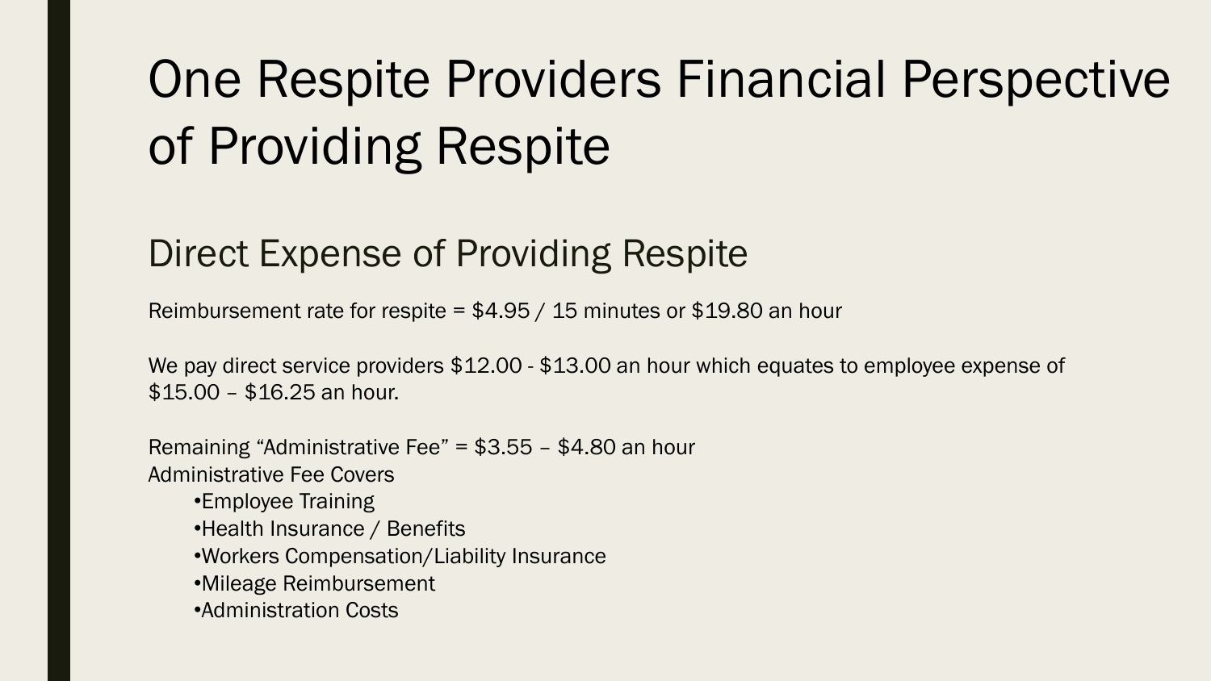# One Respite Providers Financial Perspective of Providing Respite

## Direct Expense of Providing Respite

Reimbursement rate for respite = $4.95 / 15 minutes or $19.80 an hour

We pay direct service providers $12.00 - $13.00 an hour which equates to employee expense of $15.00 – $16.25 an hour.

Remaining “Administrative Fee” = $3.55 – $4.80 an hour
Administrative Fee Covers

- Employee Training
- Health Insurance / Benefits
- Workers Compensation/Liability Insurance
- Mileage Reimbursement
- Administration Costs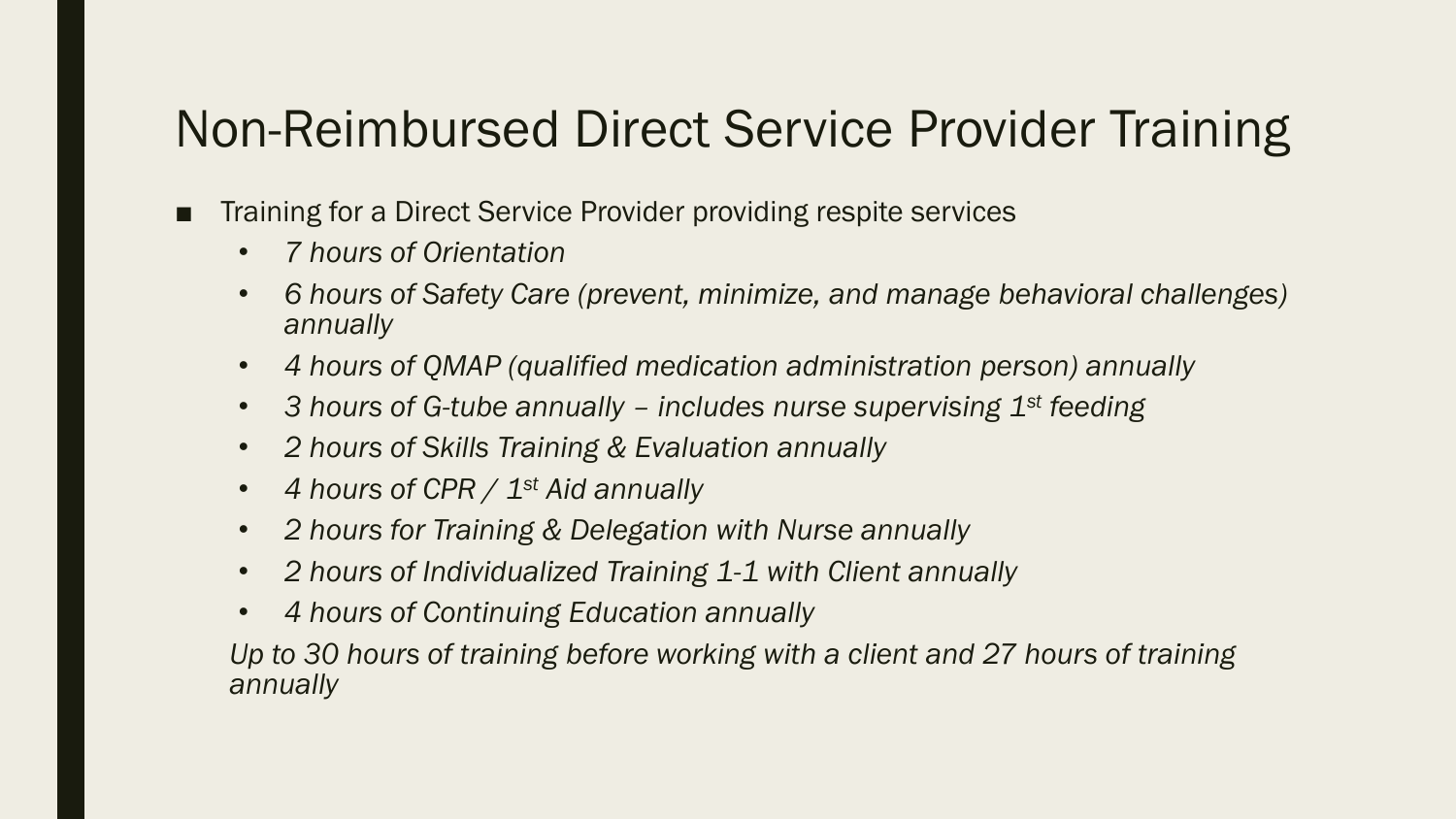# Non-Reimbursed Direct Service Provider Training

- Training for a Direct Service Provider providing respite services
  - *7 hours of Orientation*
  - *6 hours of Safety Care (prevent, minimize, and manage behavioral challenges) annually*
  - *4 hours of QMAP (qualified medication administration person) annually*
  - *3 hours of G-tube annually – includes nurse supervising 1st feeding*
  - *2 hours of Skills Training & Evaluation annually*
  - *4 hours of CPR / 1st Aid annually*
  - *2 hours for Training & Delegation with Nurse annually*
  - *2 hours of Individualized Training 1-1 with Client annually*
  - *4 hours of Continuing Education annually*

  *Up to 30 hours of training before working with a client and 27 hours of training annually*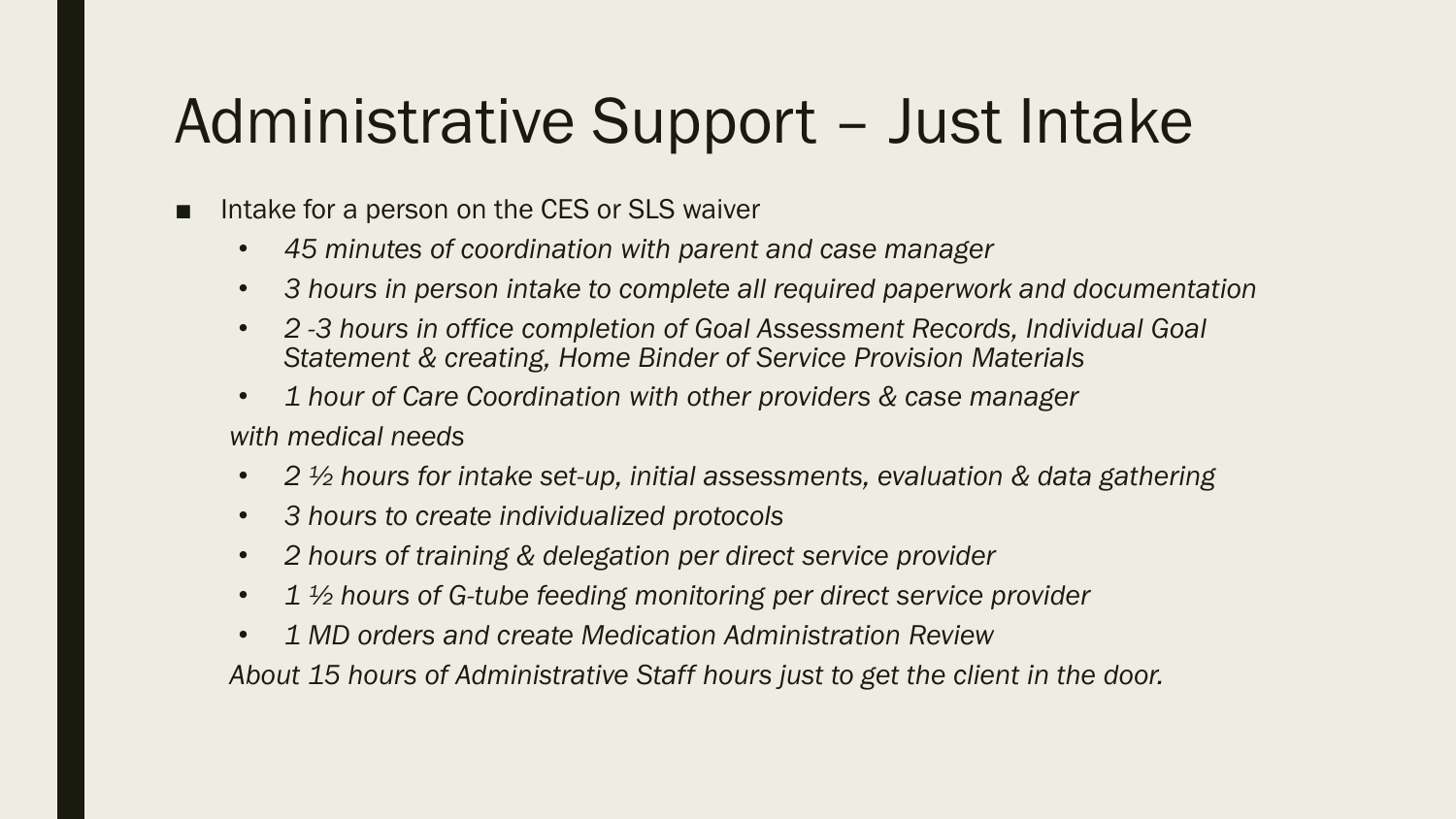# Administrative Support – Just Intake

- Intake for a person on the CES or SLS waiver
  - *45 minutes of coordination with parent and case manager*
  - *3 hours in person intake to complete all required paperwork and documentation*
  - *2 -3 hours in office completion of Goal Assessment Records, Individual Goal Statement & creating, Home Binder of Service Provision Materials*
  - *1 hour of Care Coordination with other providers & case manager*

  *with medical needs*
  - *2 ½ hours for intake set-up, initial assessments, evaluation & data gathering*
  - *3 hours to create individualized protocols*
  - *2 hours of training & delegation per direct service provider*
  - *1 ½ hours of G-tube feeding monitoring per direct service provider*
  - *1 MD orders and create Medication Administration Review*

  *About 15 hours of Administrative Staff hours just to get the client in the door.*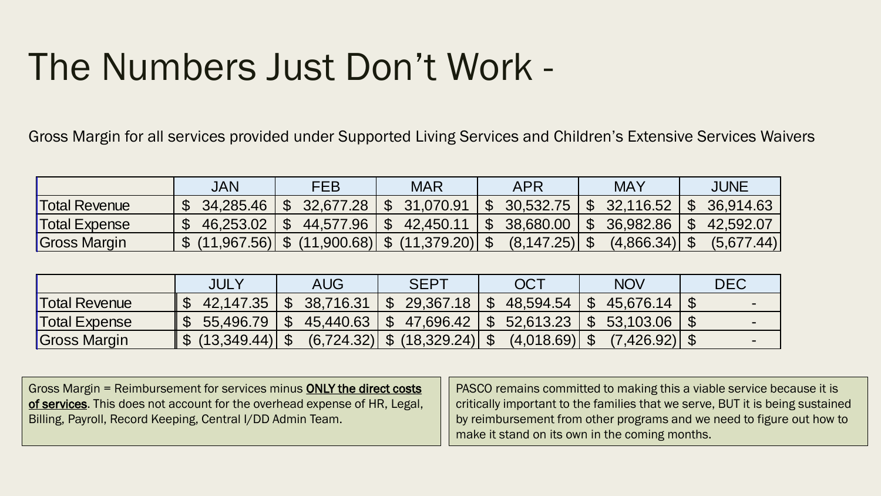# The Numbers Just Don't Work -

Gross Margin for all services provided under Supported Living Services and Children's Extensive Services Waivers

| | JAN | FEB | MAR | APR | MAY | JUNE |
|---|---|---|---|---|---|---|
| Total Revenue | $ 34,285.46 | $ 32,677.28 | $ 31,070.91 | $ 30,532.75 | $ 32,116.52 | $ 36,914.63 |
| Total Expense | $ 46,253.02 | $ 44,577.96 | $ 42,450.11 | $ 38,680.00 | $ 36,982.86 | $ 42,592.07 |
| Gross Margin | $ (11,967.56) | $ (11,900.68) | $ (11,379.20) | $ (8,147.25) | $ (4,866.34) | $ (5,677.44) |

| | JULY | AUG | SEPT | OCT | NOV | DEC |
|---|---|---|---|---|---|---|
| Total Revenue | $ 42,147.35 | $ 38,716.31 | $ 29,367.18 | $ 48,594.54 | $ 45,676.14 | $ - |
| Total Expense | $ 55,496.79 | $ 45,440.63 | $ 47,696.42 | $ 52,613.23 | $ 53,103.06 | $ - |
| Gross Margin | $ (13,349.44) | $ (6,724.32) | $ (18,329.24) | $ (4,018.69) | $ (7,426.92) | $ - |

Gross Margin = Reimbursement for services minus **ONLY the direct costs of services**. This does not account for the overhead expense of HR, Legal, Billing, Payroll, Record Keeping, Central I/DD Admin Team.

PASCO remains committed to making this a viable service because it is critically important to the families that we serve, BUT it is being sustained by reimbursement from other programs and we need to figure out how to make it stand on its own in the coming months.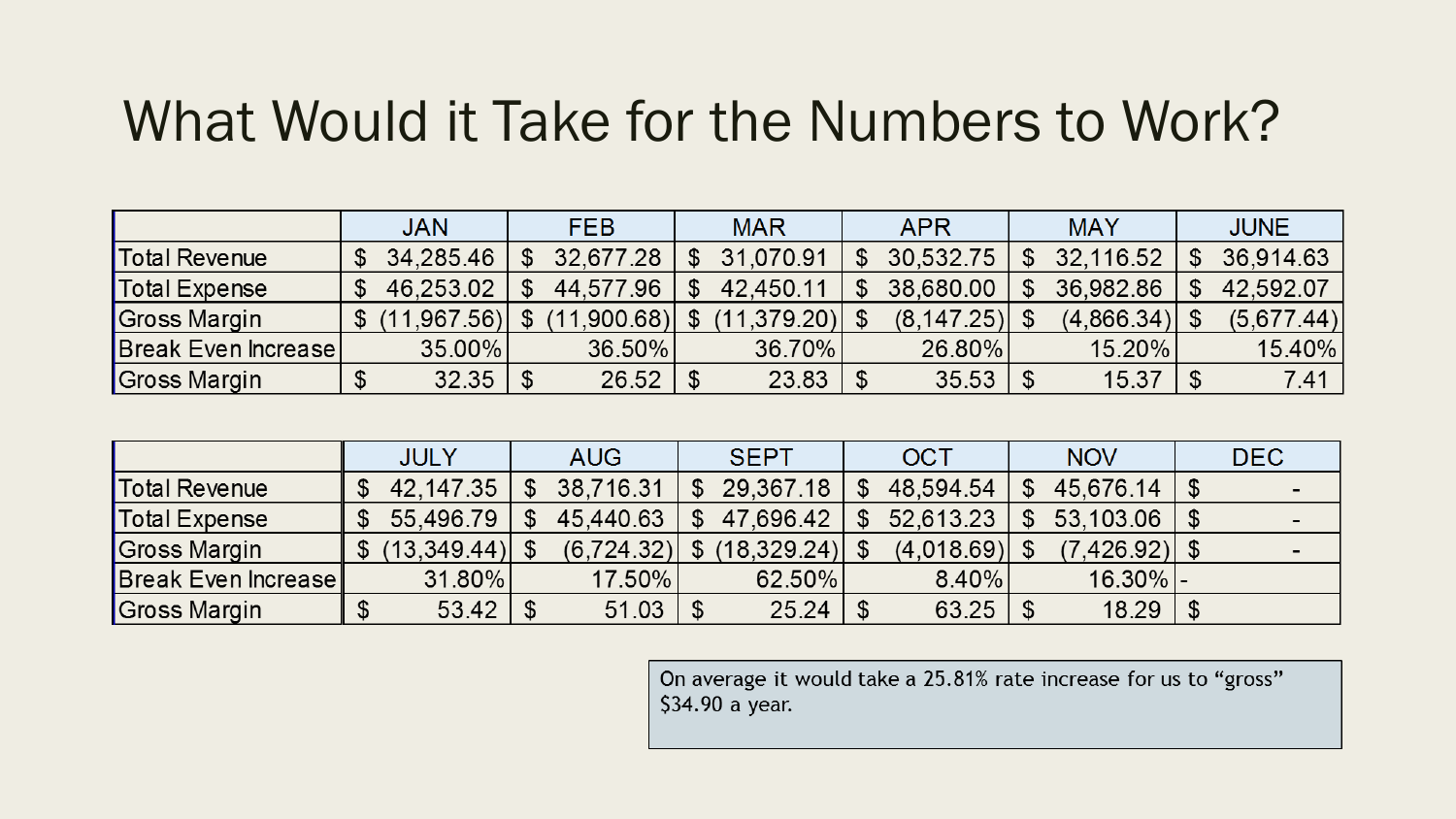# What Would it Take for the Numbers to Work?

| | JAN | FEB | MAR | APR | MAY | JUNE |
|---|---|---|---|---|---|---|
| Total Revenue | $ 34,285.46 | $ 32,677.28 | $ 31,070.91 | $ 30,532.75 | $ 32,116.52 | $ 36,914.63 |
| Total Expense | $ 46,253.02 | $ 44,577.96 | $ 42,450.11 | $ 38,680.00 | $ 36,982.86 | $ 42,592.07 |
| Gross Margin | $ (11,967.56) | $ (11,900.68) | $ (11,379.20) | $ (8,147.25) | $ (4,866.34) | $ (5,677.44) |
| Break Even Increase | 35.00% | 36.50% | 36.70% | 26.80% | 15.20% | 15.40% |
| Gross Margin | $ 32.35 | $ 26.52 | $ 23.83 | $ 35.53 | $ 15.37 | $ 7.41 |

| | JULY | AUG | SEPT | OCT | NOV | DEC |
|---|---|---|---|---|---|---|
| Total Revenue | $ 42,147.35 | $ 38,716.31 | $ 29,367.18 | $ 48,594.54 | $ 45,676.14 | $ - |
| Total Expense | $ 55,496.79 | $ 45,440.63 | $ 47,696.42 | $ 52,613.23 | $ 53,103.06 | $ - |
| Gross Margin | $ (13,349.44) | $ (6,724.32) | $ (18,329.24) | $ (4,018.69) | $ (7,426.92) | $ - |
| Break Even Increase | 31.80% | 17.50% | 62.50% | 8.40% | 16.30% | - |
| Gross Margin | $ 53.42 | $ 51.03 | $ 25.24 | $ 63.25 | $ 18.29 | $ |

On average it would take a 25.81% rate increase for us to "gross" $34.90 a year.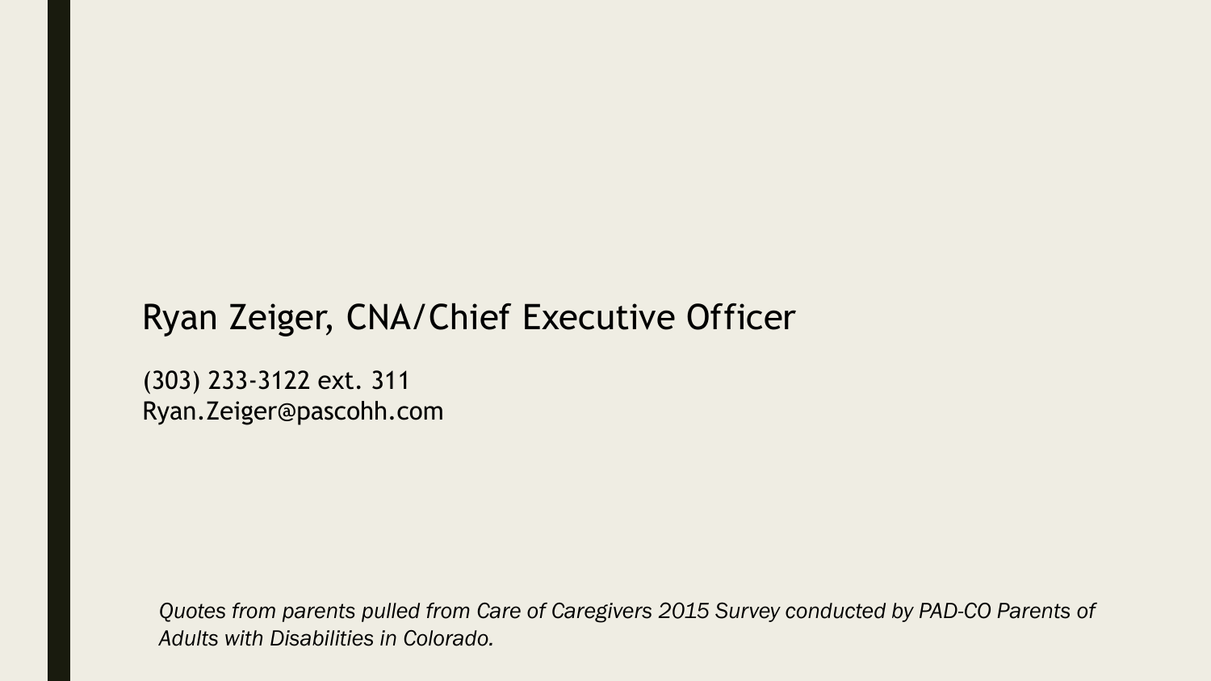## Ryan Zeiger, CNA/Chief Executive Officer

(303) 233-3122 ext. 311
Ryan.Zeiger@pascohh.com

*Quotes from parents pulled from Care of Caregivers 2015 Survey conducted by PAD-CO Parents of Adults with Disabilities in Colorado.*